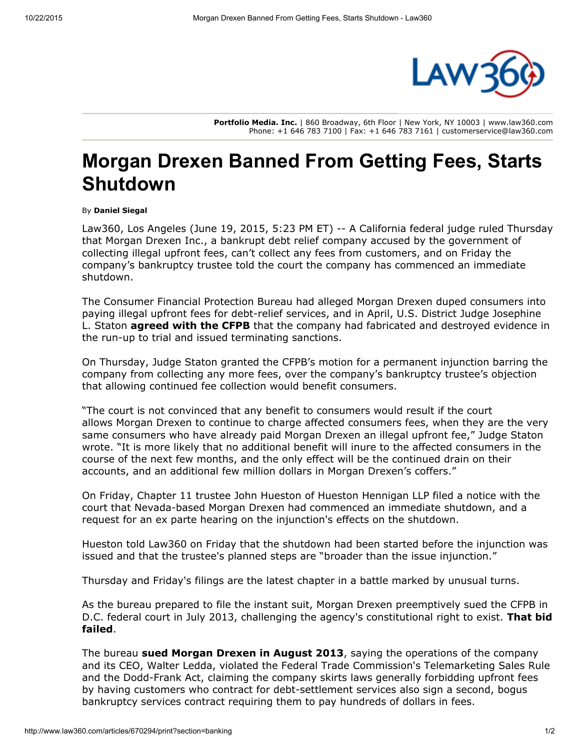**Portfolio Media. Inc.** | 860 Broadway, 6th Floor | New York, NY 10003 | www.law360.com
Phone: +1 646 783 7100 | Fax: +1 646 783 7161 | customerservice@law360.com

# Morgan Drexen Banned From Getting Fees, Starts Shutdown

By **Daniel Siegal**

Law360, Los Angeles (June 19, 2015, 5:23 PM ET) -- A California federal judge ruled Thursday that Morgan Drexen Inc., a bankrupt debt relief company accused by the government of collecting illegal upfront fees, can't collect any fees from customers, and on Friday the company's bankruptcy trustee told the court the company has commenced an immediate shutdown.

The Consumer Financial Protection Bureau had alleged Morgan Drexen duped consumers into paying illegal upfront fees for debt-relief services, and in April, U.S. District Judge Josephine L. Staton **agreed with the CFPB** that the company had fabricated and destroyed evidence in the run-up to trial and issued terminating sanctions.

On Thursday, Judge Staton granted the CFPB's motion for a permanent injunction barring the company from collecting any more fees, over the company's bankruptcy trustee's objection that allowing continued fee collection would benefit consumers.

"The court is not convinced that any benefit to consumers would result if the court allows Morgan Drexen to continue to charge affected consumers fees, when they are the very same consumers who have already paid Morgan Drexen an illegal upfront fee," Judge Staton wrote. "It is more likely that no additional benefit will inure to the affected consumers in the course of the next few months, and the only effect will be the continued drain on their accounts, and an additional few million dollars in Morgan Drexen's coffers."

On Friday, Chapter 11 trustee John Hueston of Hueston Hennigan LLP filed a notice with the court that Nevada-based Morgan Drexen had commenced an immediate shutdown, and a request for an ex parte hearing on the injunction's effects on the shutdown.

Hueston told Law360 on Friday that the shutdown had been started before the injunction was issued and that the trustee's planned steps are "broader than the issue injunction."

Thursday and Friday's filings are the latest chapter in a battle marked by unusual turns.

As the bureau prepared to file the instant suit, Morgan Drexen preemptively sued the CFPB in D.C. federal court in July 2013, challenging the agency's constitutional right to exist. **That bid failed**.

The bureau **sued Morgan Drexen in August 2013**, saying the operations of the company and its CEO, Walter Ledda, violated the Federal Trade Commission's Telemarketing Sales Rule and the Dodd-Frank Act, claiming the company skirts laws generally forbidding upfront fees by having customers who contract for debt-settlement services also sign a second, bogus bankruptcy services contract requiring them to pay hundreds of dollars in fees.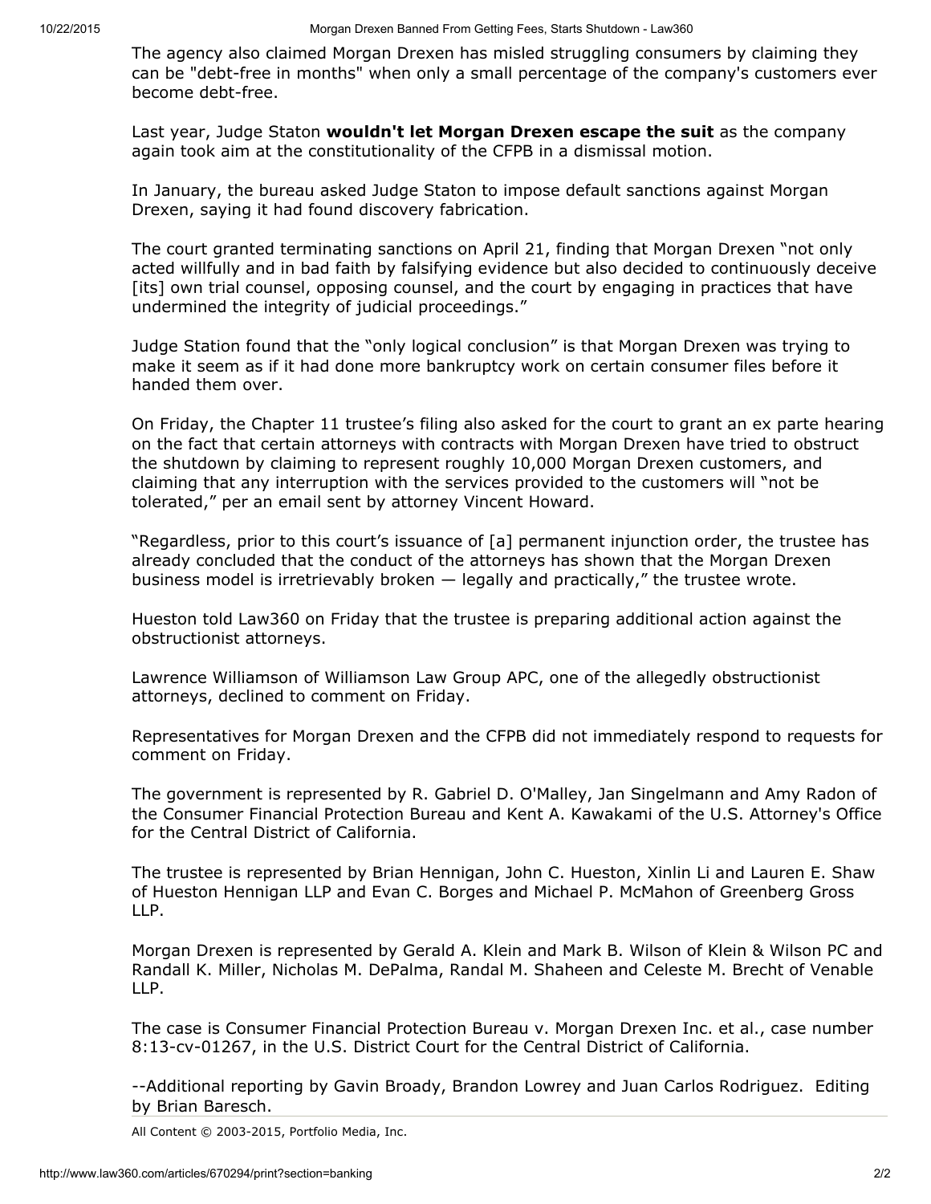The agency also claimed Morgan Drexen has misled struggling consumers by claiming they can be "debt-free in months" when only a small percentage of the company's customers ever become debt-free.

Last year, Judge Staton **wouldn't let Morgan Drexen escape the suit** as the company again took aim at the constitutionality of the CFPB in a dismissal motion.

In January, the bureau asked Judge Staton to impose default sanctions against Morgan Drexen, saying it had found discovery fabrication.

The court granted terminating sanctions on April 21, finding that Morgan Drexen "not only acted willfully and in bad faith by falsifying evidence but also decided to continuously deceive [its] own trial counsel, opposing counsel, and the court by engaging in practices that have undermined the integrity of judicial proceedings."

Judge Station found that the "only logical conclusion" is that Morgan Drexen was trying to make it seem as if it had done more bankruptcy work on certain consumer files before it handed them over.

On Friday, the Chapter 11 trustee's filing also asked for the court to grant an ex parte hearing on the fact that certain attorneys with contracts with Morgan Drexen have tried to obstruct the shutdown by claiming to represent roughly 10,000 Morgan Drexen customers, and claiming that any interruption with the services provided to the customers will "not be tolerated," per an email sent by attorney Vincent Howard.

"Regardless, prior to this court's issuance of [a] permanent injunction order, the trustee has already concluded that the conduct of the attorneys has shown that the Morgan Drexen business model is irretrievably broken — legally and practically," the trustee wrote.

Hueston told Law360 on Friday that the trustee is preparing additional action against the obstructionist attorneys.

Lawrence Williamson of Williamson Law Group APC, one of the allegedly obstructionist attorneys, declined to comment on Friday.

Representatives for Morgan Drexen and the CFPB did not immediately respond to requests for comment on Friday.

The government is represented by R. Gabriel D. O'Malley, Jan Singelmann and Amy Radon of the Consumer Financial Protection Bureau and Kent A. Kawakami of the U.S. Attorney's Office for the Central District of California.

The trustee is represented by Brian Hennigan, John C. Hueston, Xinlin Li and Lauren E. Shaw of Hueston Hennigan LLP and Evan C. Borges and Michael P. McMahon of Greenberg Gross LLP.

Morgan Drexen is represented by Gerald A. Klein and Mark B. Wilson of Klein & Wilson PC and Randall K. Miller, Nicholas M. DePalma, Randal M. Shaheen and Celeste M. Brecht of Venable LLP.

The case is Consumer Financial Protection Bureau v. Morgan Drexen Inc. et al., case number 8:13-cv-01267, in the U.S. District Court for the Central District of California.

--Additional reporting by Gavin Broady, Brandon Lowrey and Juan Carlos Rodriguez. Editing by Brian Baresch.

All Content © 2003-2015, Portfolio Media, Inc.